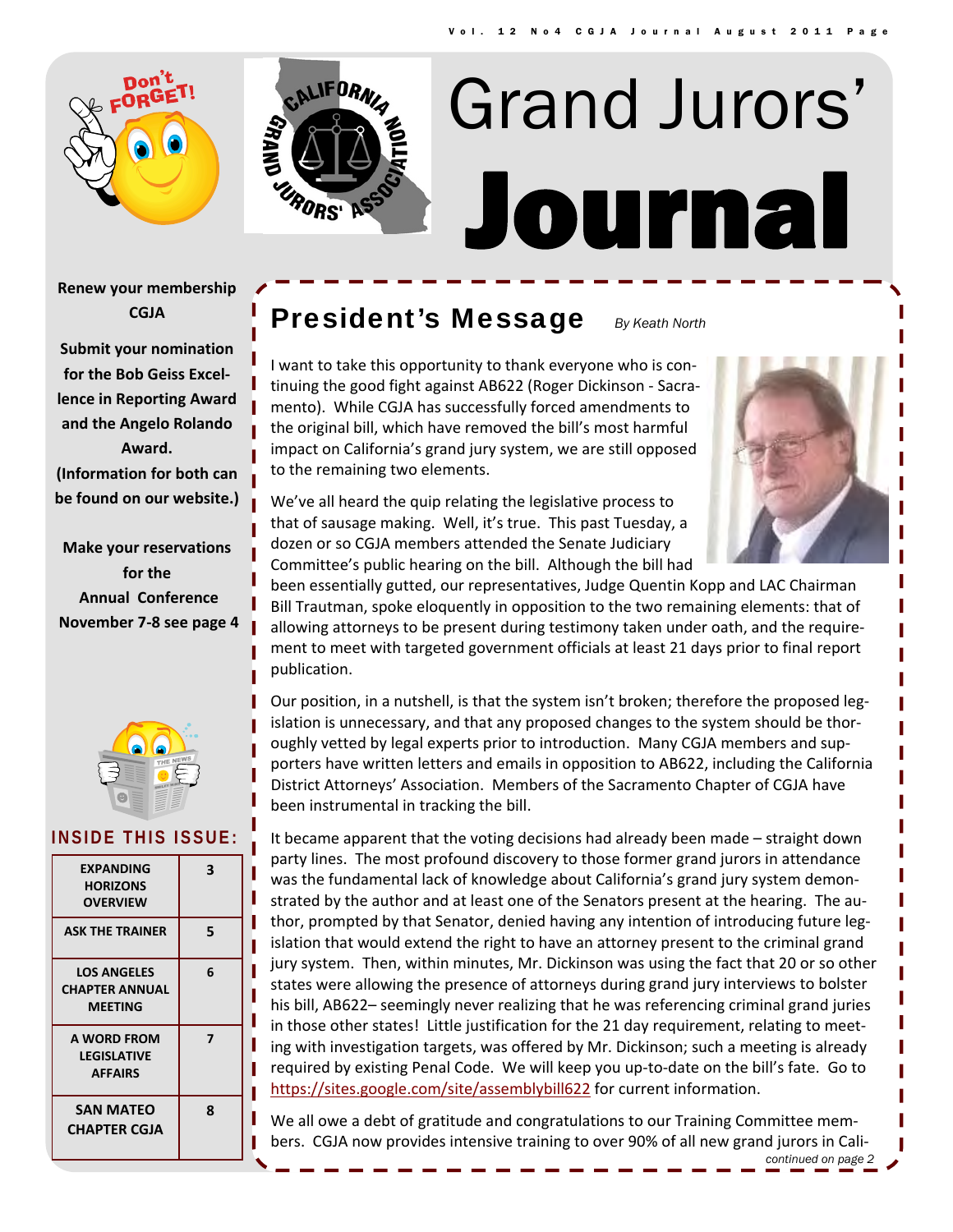# Grand Jurors' Journal

**Renew your membership CGJA**

**Submit your nomination for the Bob Geiss Excellence in Reporting Award and the Angelo Rolando Award. (Information for both can be found on our website.)**

**Make your reservations for the Annual Conference November 7-8 see page 4**

## INSIDE THIS ISSUE:

| | |
|---|---|
| EXPANDING HORIZONS OVERVIEW | 3 |
| ASK THE TRAINER | 5 |
| LOS ANGELES CHAPTER ANNUAL MEETING | 6 |
| A WORD FROM LEGISLATIVE AFFAIRS | 7 |
| SAN MATEO CHAPTER CGJA | 8 |

## President's Message

*By Keath North*

I want to take this opportunity to thank everyone who is continuing the good fight against AB622 (Roger Dickinson - Sacramento). While CGJA has successfully forced amendments to the original bill, which have removed the bill's most harmful impact on California's grand jury system, we are still opposed to the remaining two elements.

We've all heard the quip relating the legislative process to that of sausage making. Well, it's true. This past Tuesday, a dozen or so CGJA members attended the Senate Judiciary Committee's public hearing on the bill. Although the bill had been essentially gutted, our representatives, Judge Quentin Kopp and LAC Chairman Bill Trautman, spoke eloquently in opposition to the two remaining elements: that of allowing attorneys to be present during testimony taken under oath, and the requirement to meet with targeted government officials at least 21 days prior to final report publication.

Our position, in a nutshell, is that the system isn't broken; therefore the proposed legislation is unnecessary, and that any proposed changes to the system should be thoroughly vetted by legal experts prior to introduction. Many CGJA members and supporters have written letters and emails in opposition to AB622, including the California District Attorneys' Association. Members of the Sacramento Chapter of CGJA have been instrumental in tracking the bill.

It became apparent that the voting decisions had already been made – straight down party lines. The most profound discovery to those former grand jurors in attendance was the fundamental lack of knowledge about California's grand jury system demonstrated by the author and at least one of the Senators present at the hearing. The author, prompted by that Senator, denied having any intention of introducing future legislation that would extend the right to have an attorney present to the criminal grand jury system. Then, within minutes, Mr. Dickinson was using the fact that 20 or so other states were allowing the presence of attorneys during grand jury interviews to bolster his bill, AB622– seemingly never realizing that he was referencing criminal grand juries in those other states! Little justification for the 21 day requirement, relating to meeting with investigation targets, was offered by Mr. Dickinson; such a meeting is already required by existing Penal Code. We will keep you up-to-date on the bill's fate. Go to https://sites.google.com/site/assemblybill622 for current information.

We all owe a debt of gratitude and congratulations to our Training Committee members. CGJA now provides intensive training to over 90% of all new grand jurors in Cali-

*continued on page 2*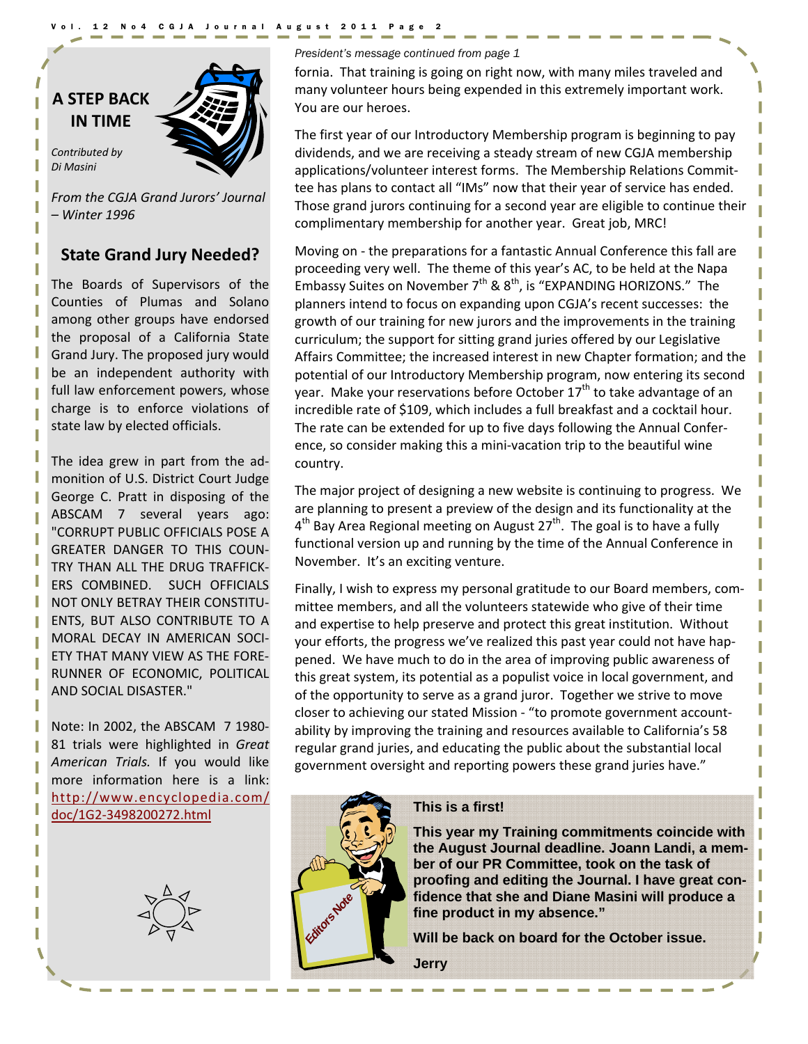## A STEP BACK IN TIME

*Contributed by Di Masini*

*From the CGJA Grand Jurors' Journal – Winter 1996*

### State Grand Jury Needed?

The Boards of Supervisors of the Counties of Plumas and Solano among other groups have endorsed the proposal of a California State Grand Jury. The proposed jury would be an independent authority with full law enforcement powers, whose charge is to enforce violations of state law by elected officials.

The idea grew in part from the admonition of U.S. District Court Judge George C. Pratt in disposing of the ABSCAM 7 several years ago: "CORRUPT PUBLIC OFFICIALS POSE A GREATER DANGER TO THIS COUNTRY THAN ALL THE DRUG TRAFFICKERS COMBINED. SUCH OFFICIALS NOT ONLY BETRAY THEIR CONSTITUENTS, BUT ALSO CONTRIBUTE TO A MORAL DECAY IN AMERICAN SOCIETY THAT MANY VIEW AS THE FORERUNNER OF ECONOMIC, POLITICAL AND SOCIAL DISASTER."

Note: In 2002, the ABSCAM 7 1980-81 trials were highlighted in *Great American Trials.* If you would like more information here is a link: [http://www.encyclopedia.com/doc/1G2-3498200272.html](http://www.encyclopedia.com/doc/1G2-3498200272.html)

*President's message continued from page 1*

fornia. That training is going on right now, with many miles traveled and many volunteer hours being expended in this extremely important work. You are our heroes.

The first year of our Introductory Membership program is beginning to pay dividends, and we are receiving a steady stream of new CGJA membership applications/volunteer interest forms. The Membership Relations Committee has plans to contact all "IMs" now that their year of service has ended. Those grand jurors continuing for a second year are eligible to continue their complimentary membership for another year. Great job, MRC!

Moving on - the preparations for a fantastic Annual Conference this fall are proceeding very well. The theme of this year's AC, to be held at the Napa Embassy Suites on November 7th & 8th, is "EXPANDING HORIZONS." The planners intend to focus on expanding upon CGJA's recent successes: the growth of our training for new jurors and the improvements in the training curriculum; the support for sitting grand juries offered by our Legislative Affairs Committee; the increased interest in new Chapter formation; and the potential of our Introductory Membership program, now entering its second year. Make your reservations before October 17th to take advantage of an incredible rate of $109, which includes a full breakfast and a cocktail hour. The rate can be extended for up to five days following the Annual Conference, so consider making this a mini-vacation trip to the beautiful wine country.

The major project of designing a new website is continuing to progress. We are planning to present a preview of the design and its functionality at the 4th Bay Area Regional meeting on August 27th. The goal is to have a fully functional version up and running by the time of the Annual Conference in November. It's an exciting venture.

Finally, I wish to express my personal gratitude to our Board members, committee members, and all the volunteers statewide who give of their time and expertise to help preserve and protect this great institution. Without your efforts, the progress we've realized this past year could not have happened. We have much to do in the area of improving public awareness of this great system, its potential as a populist voice in local government, and of the opportunity to serve as a grand juror. Together we strive to move closer to achieving our stated Mission - "to promote government accountability by improving the training and resources available to California's 58 regular grand juries, and educating the public about the substantial local government oversight and reporting powers these grand juries have."

**Editors Note**

**This is a first!**

**This year my Training commitments coincide with the August Journal deadline. Joann Landi, a member of our PR Committee, took on the task of proofing and editing the Journal. I have great confidence that she and Diane Masini will produce a fine product in my absence."**

**Will be back on board for the October issue.**

**Jerry**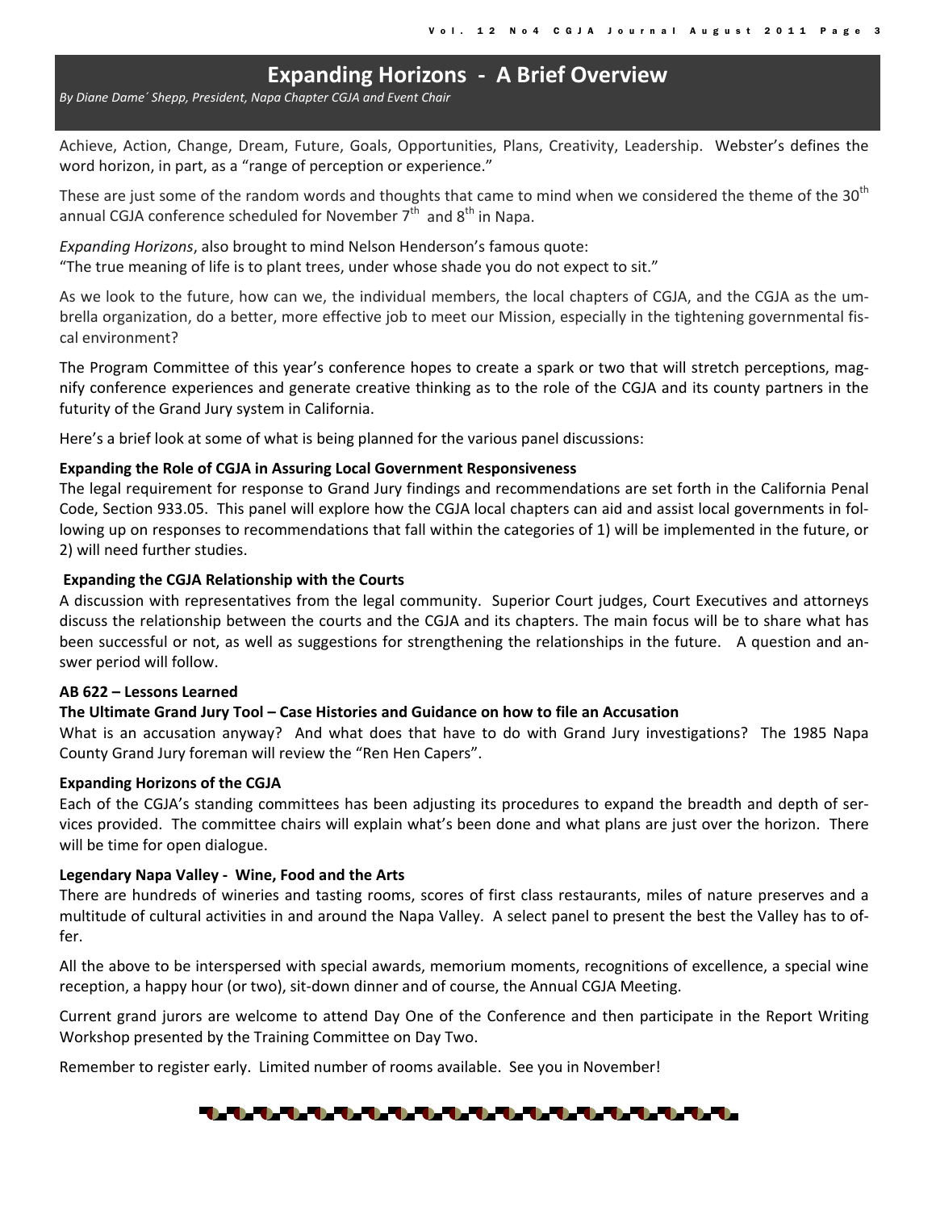# Expanding Horizons - A Brief Overview

*By Diane Dame´ Shepp, President, Napa Chapter CGJA and Event Chair*

Achieve, Action, Change, Dream, Future, Goals, Opportunities, Plans, Creativity, Leadership. Webster's defines the word horizon, in part, as a "range of perception or experience."

These are just some of the random words and thoughts that came to mind when we considered the theme of the 30th annual CGJA conference scheduled for November 7th and 8th in Napa.

*Expanding Horizons*, also brought to mind Nelson Henderson's famous quote:
"The true meaning of life is to plant trees, under whose shade you do not expect to sit."

As we look to the future, how can we, the individual members, the local chapters of CGJA, and the CGJA as the umbrella organization, do a better, more effective job to meet our Mission, especially in the tightening governmental fiscal environment?

The Program Committee of this year's conference hopes to create a spark or two that will stretch perceptions, magnify conference experiences and generate creative thinking as to the role of the CGJA and its county partners in the futurity of the Grand Jury system in California.

Here's a brief look at some of what is being planned for the various panel discussions:

**Expanding the Role of CGJA in Assuring Local Government Responsiveness**
The legal requirement for response to Grand Jury findings and recommendations are set forth in the California Penal Code, Section 933.05. This panel will explore how the CGJA local chapters can aid and assist local governments in following up on responses to recommendations that fall within the categories of 1) will be implemented in the future, or 2) will need further studies.

**Expanding the CGJA Relationship with the Courts**
A discussion with representatives from the legal community. Superior Court judges, Court Executives and attorneys discuss the relationship between the courts and the CGJA and its chapters. The main focus will be to share what has been successful or not, as well as suggestions for strengthening the relationships in the future. A question and answer period will follow.

**AB 622 – Lessons Learned**

**The Ultimate Grand Jury Tool – Case Histories and Guidance on how to file an Accusation**
What is an accusation anyway? And what does that have to do with Grand Jury investigations? The 1985 Napa County Grand Jury foreman will review the "Ren Hen Capers".

**Expanding Horizons of the CGJA**
Each of the CGJA's standing committees has been adjusting its procedures to expand the breadth and depth of services provided. The committee chairs will explain what's been done and what plans are just over the horizon. There will be time for open dialogue.

**Legendary Napa Valley - Wine, Food and the Arts**
There are hundreds of wineries and tasting rooms, scores of first class restaurants, miles of nature preserves and a multitude of cultural activities in and around the Napa Valley. A select panel to present the best the Valley has to offer.

All the above to be interspersed with special awards, memorium moments, recognitions of excellence, a special wine reception, a happy hour (or two), sit-down dinner and of course, the Annual CGJA Meeting.

Current grand jurors are welcome to attend Day One of the Conference and then participate in the Report Writing Workshop presented by the Training Committee on Day Two.

Remember to register early. Limited number of rooms available. See you in November!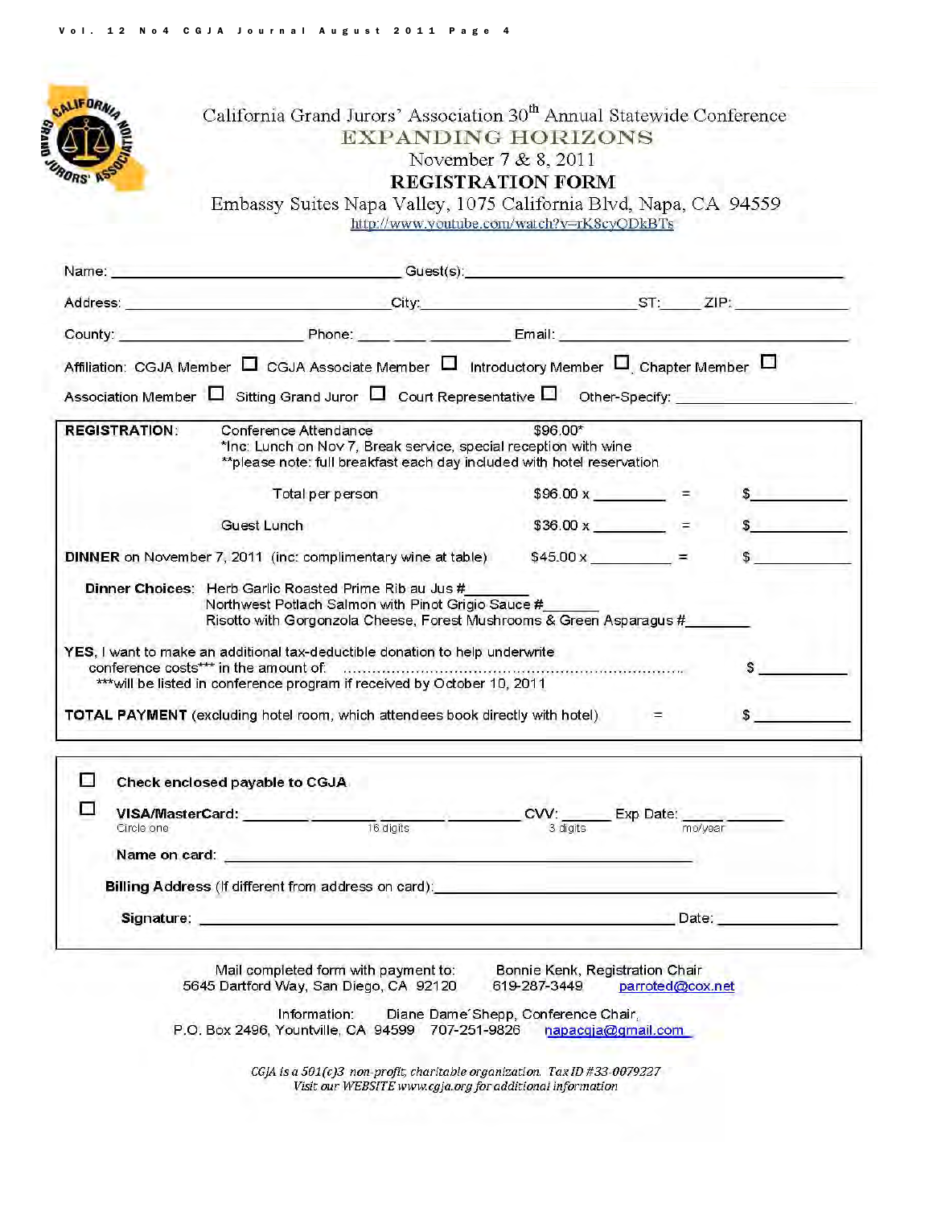California Grand Jurors' Association 30th Annual Statewide Conference

# EXPANDING HORIZONS

November 7 & 8, 2011

## REGISTRATION FORM

Embassy Suites Napa Valley, 1075 California Blvd, Napa, CA 94559

http://www.youtube.com/watch?v=rK8cyQDkBTs

Name: ____________________ Guest(s): ____________________

Address: ____________________ City: ____________________ ST: _____ ZIP: __________

County: ____________________ Phone: ____ ____ ________ Email: ____________________

Affiliation: CGJA Member ☐ CGJA Associate Member ☐ Introductory Member ☐ Chapter Member ☐

Association Member ☐ Sitting Grand Juror ☐ Court Representative ☐ Other-Specify: ____________________

**REGISTRATION:** Conference Attendance $96.00*

*Inc: Lunch on Nov 7, Break service, special reception with wine

**please note: full breakfast each day included with hotel reservation

Total per person $96.00 x ________ = $________

Guest Lunch $36.00 x ________ = $________

**DINNER** on November 7, 2011 (inc: complimentary wine at table) $45.00 x ________ = $________

**Dinner Choices:** Herb Garlic Roasted Prime Rib au Jus #________

Northwest Potlach Salmon with Pinot Grigio Sauce #________

Risotto with Gorgonzola Cheese, Forest Mushrooms & Green Asparagus #________

**YES**, I want to make an additional tax-deductible donation to help underwrite conference costs*** in the amount of: ........................................ $________

***will be listed in conference program if received by October 10, 2011

**TOTAL PAYMENT** (excluding hotel room, which attendees book directly with hotel) = $________

☐ **Check enclosed payable to CGJA**

☐ **VISA/MasterCard:** ________ ________ ________ ________ CVV: ______ Exp Date: ____ ______

Circle one — 16 digits — 3 digits — mo/year

**Name on card:** ____________________

**Billing Address** (If different from address on card): ____________________

**Signature:** ____________________ Date: __________

Mail completed form with payment to: Bonnie Kenk, Registration Chair
5645 Dartford Way, San Diego, CA 92120 619-287-3449 parroted@cox.net

Information: Diane Dame'Shepp, Conference Chair,
P.O. Box 2496, Yountville, CA 94599 707-251-9826 napacgja@gmail.com

*CGJA is a 501(c)3 non-profit, charitable organization. Tax ID #33-0079227*
*Visit our WEBSITE www.cgja.org for additional information*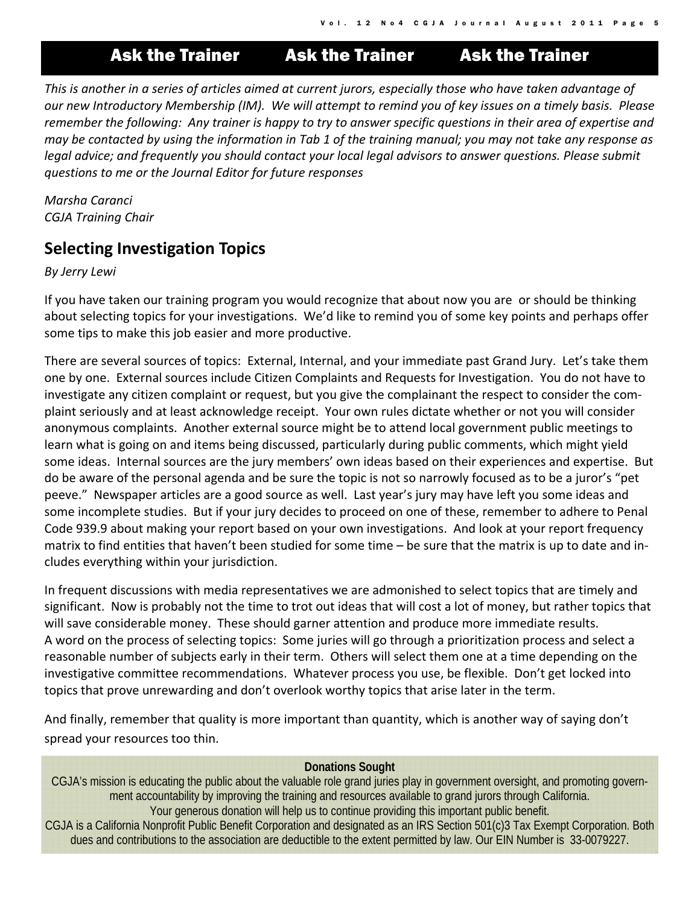# Ask the Trainer    Ask the Trainer    Ask the Trainer

*This is another in a series of articles aimed at current jurors, especially those who have taken advantage of our new Introductory Membership (IM). We will attempt to remind you of key issues on a timely basis. Please remember the following: Any trainer is happy to try to answer specific questions in their area of expertise and may be contacted by using the information in Tab 1 of the training manual; you may not take any response as legal advice; and frequently you should contact your local legal advisors to answer questions. Please submit questions to me or the Journal Editor for future responses*

*Marsha Caranci*
*CGJA Training Chair*

## Selecting Investigation Topics

*By Jerry Lewi*

If you have taken our training program you would recognize that about now you are or should be thinking about selecting topics for your investigations. We'd like to remind you of some key points and perhaps offer some tips to make this job easier and more productive.

There are several sources of topics: External, Internal, and your immediate past Grand Jury. Let's take them one by one. External sources include Citizen Complaints and Requests for Investigation. You do not have to investigate any citizen complaint or request, but you give the complainant the respect to consider the complaint seriously and at least acknowledge receipt. Your own rules dictate whether or not you will consider anonymous complaints. Another external source might be to attend local government public meetings to learn what is going on and items being discussed, particularly during public comments, which might yield some ideas. Internal sources are the jury members' own ideas based on their experiences and expertise. But do be aware of the personal agenda and be sure the topic is not so narrowly focused as to be a juror's "pet peeve." Newspaper articles are a good source as well. Last year's jury may have left you some ideas and some incomplete studies. But if your jury decides to proceed on one of these, remember to adhere to Penal Code 939.9 about making your report based on your own investigations. And look at your report frequency matrix to find entities that haven't been studied for some time – be sure that the matrix is up to date and includes everything within your jurisdiction.

In frequent discussions with media representatives we are admonished to select topics that are timely and significant. Now is probably not the time to trot out ideas that will cost a lot of money, but rather topics that will save considerable money. These should garner attention and produce more immediate results.
A word on the process of selecting topics: Some juries will go through a prioritization process and select a reasonable number of subjects early in their term. Others will select them one at a time depending on the investigative committee recommendations. Whatever process you use, be flexible. Don't get locked into topics that prove unrewarding and don't overlook worthy topics that arise later in the term.

And finally, remember that quality is more important than quantity, which is another way of saying don't spread your resources too thin.

**Donations Sought**

CGJA's mission is educating the public about the valuable role grand juries play in government oversight, and promoting government accountability by improving the training and resources available to grand jurors through California.
Your generous donation will help us to continue providing this important public benefit.
CGJA is a California Nonprofit Public Benefit Corporation and designated as an IRS Section 501(c)3 Tax Exempt Corporation. Both dues and contributions to the association are deductible to the extent permitted by law. Our EIN Number is 33-0079227.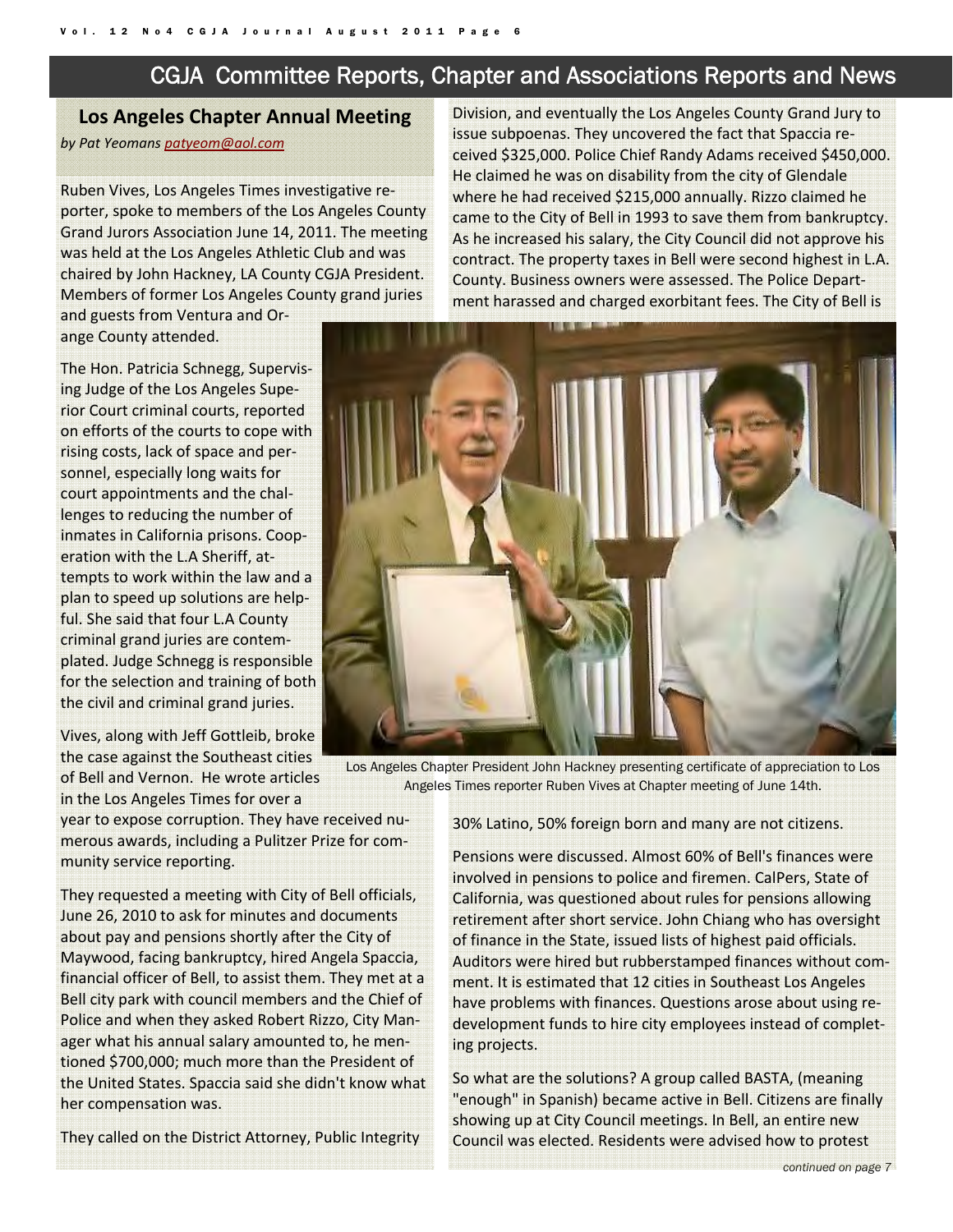## CGJA Committee Reports, Chapter and Associations Reports and News

### Los Angeles Chapter Annual Meeting

*by Pat Yeomans patyeom@aol.com*

Ruben Vives, Los Angeles Times investigative reporter, spoke to members of the Los Angeles County Grand Jurors Association June 14, 2011. The meeting was held at the Los Angeles Athletic Club and was chaired by John Hackney, LA County CGJA President. Members of former Los Angeles County grand juries and guests from Ventura and Orange County attended.

The Hon. Patricia Schnegg, Supervising Judge of the Los Angeles Superior Court criminal courts, reported on efforts of the courts to cope with rising costs, lack of space and personnel, especially long waits for court appointments and the challenges to reducing the number of inmates in California prisons. Cooperation with the L.A Sheriff, attempts to work within the law and a plan to speed up solutions are helpful. She said that four L.A County criminal grand juries are contemplated. Judge Schnegg is responsible for the selection and training of both the civil and criminal grand juries.

Vives, along with Jeff Gottleib, broke the case against the Southeast cities of Bell and Vernon. He wrote articles in the Los Angeles Times for over a year to expose corruption. They have received numerous awards, including a Pulitzer Prize for community service reporting.

They requested a meeting with City of Bell officials, June 26, 2010 to ask for minutes and documents about pay and pensions shortly after the City of Maywood, facing bankruptcy, hired Angela Spaccia, financial officer of Bell, to assist them. They met at a Bell city park with council members and the Chief of Police and when they asked Robert Rizzo, City Manager what his annual salary amounted to, he mentioned $700,000; much more than the President of the United States. Spaccia said she didn't know what her compensation was.

They called on the District Attorney, Public Integrity Division, and eventually the Los Angeles County Grand Jury to issue subpoenas. They uncovered the fact that Spaccia received $325,000. Police Chief Randy Adams received $450,000. He claimed he was on disability from the city of Glendale where he had received $215,000 annually. Rizzo claimed he came to the City of Bell in 1993 to save them from bankruptcy. As he increased his salary, the City Council did not approve his contract. The property taxes in Bell were second highest in L.A. County. Business owners were assessed. The Police Department harassed and charged exorbitant fees. The City of Bell is 30% Latino, 50% foreign born and many are not citizens.

Los Angeles Chapter President John Hackney presenting certificate of appreciation to Los Angeles Times reporter Ruben Vives at Chapter meeting of June 14th.

Pensions were discussed. Almost 60% of Bell's finances were involved in pensions to police and firemen. CalPers, State of California, was questioned about rules for pensions allowing retirement after short service. John Chiang who has oversight of finance in the State, issued lists of highest paid officials. Auditors were hired but rubberstamped finances without comment. It is estimated that 12 cities in Southeast Los Angeles have problems with finances. Questions arose about using redevelopment funds to hire city employees instead of completing projects.

So what are the solutions? A group called BASTA, (meaning "enough" in Spanish) became active in Bell. Citizens are finally showing up at City Council meetings. In Bell, an entire new Council was elected. Residents were advised how to protest

*continued on page 7*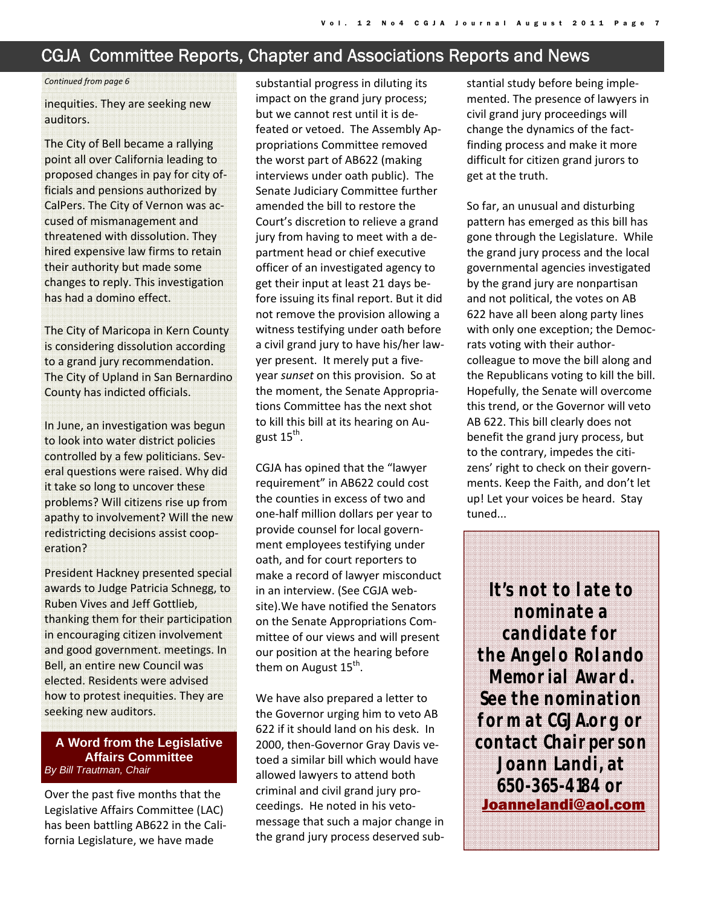## CGJA Committee Reports, Chapter and Associations Reports and News

*Continued from page 6*

inequities. They are seeking new auditors.

The City of Bell became a rallying point all over California leading to proposed changes in pay for city officials and pensions authorized by CalPers. The City of Vernon was accused of mismanagement and threatened with dissolution. They hired expensive law firms to retain their authority but made some changes to reply. This investigation has had a domino effect.

The City of Maricopa in Kern County is considering dissolution according to a grand jury recommendation. The City of Upland in San Bernardino County has indicted officials.

In June, an investigation was begun to look into water district policies controlled by a few politicians. Several questions were raised. Why did it take so long to uncover these problems? Will citizens rise up from apathy to involvement? Will the new redistricting decisions assist cooperation?

President Hackney presented special awards to Judge Patricia Schnegg, to Ruben Vives and Jeff Gottlieb, thanking them for their participation in encouraging citizen involvement and good government. meetings. In Bell, an entire new Council was elected. Residents were advised how to protest inequities. They are seeking new auditors.

### A Word from the Legislative Affairs Committee

*By Bill Trautman, Chair*

Over the past five months that the Legislative Affairs Committee (LAC) has been battling AB622 in the California Legislature, we have made substantial progress in diluting its impact on the grand jury process; but we cannot rest until it is defeated or vetoed. The Assembly Appropriations Committee removed the worst part of AB622 (making interviews under oath public). The Senate Judiciary Committee further amended the bill to restore the Court's discretion to relieve a grand jury from having to meet with a department head or chief executive officer of an investigated agency to get their input at least 21 days before issuing its final report. But it did not remove the provision allowing a witness testifying under oath before a civil grand jury to have his/her lawyer present. It merely put a five-year *sunset* on this provision. So at the moment, the Senate Appropriations Committee has the next shot to kill this bill at its hearing on August 15th.

CGJA has opined that the "lawyer requirement" in AB622 could cost the counties in excess of two and one-half million dollars per year to provide counsel for local government employees testifying under oath, and for court reporters to make a record of lawyer misconduct in an interview. (See CGJA website).We have notified the Senators on the Senate Appropriations Committee of our views and will present our position at the hearing before them on August 15th.

We have also prepared a letter to the Governor urging him to veto AB 622 if it should land on his desk. In 2000, then-Governor Gray Davis vetoed a similar bill which would have allowed lawyers to attend both criminal and civil grand jury proceedings. He noted in his veto-message that such a major change in the grand jury process deserved substantial study before being implemented. The presence of lawyers in civil grand jury proceedings will change the dynamics of the fact-finding process and make it more difficult for citizen grand jurors to get at the truth.

So far, an unusual and disturbing pattern has emerged as this bill has gone through the Legislature. While the grand jury process and the local governmental agencies investigated by the grand jury are nonpartisan and not political, the votes on AB 622 have all been along party lines with only one exception; the Democrats voting with their author-colleague to move the bill along and the Republicans voting to kill the bill. Hopefully, the Senate will overcome this trend, or the Governor will veto AB 622. This bill clearly does not benefit the grand jury process, but to the contrary, impedes the citizens' right to check on their governments. Keep the Faith, and don't let up! Let your voices be heard. Stay tuned...

**It's not to late to nominate a candidate for the Angelo Rolando Memorial Award. See the nomination form at CGJA.org or contact Chairperson Joann Landi, at 650-365-4184 or Joannelandi@aol.com**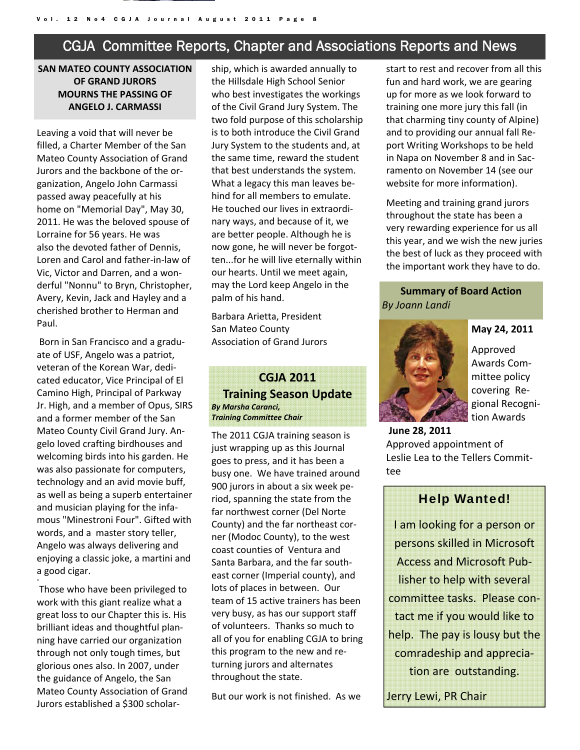# CGJA Committee Reports, Chapter and Associations Reports and News

## SAN MATEO COUNTY ASSOCIATION OF GRAND JURORS MOURNS THE PASSING OF ANGELO J. CARMASSI

Leaving a void that will never be filled, a Charter Member of the San Mateo County Association of Grand Jurors and the backbone of the organization, Angelo John Carmassi passed away peacefully at his home on "Memorial Day", May 30, 2011. He was the beloved spouse of Lorraine for 56 years. He was also the devoted father of Dennis, Loren and Carol and father-in-law of Vic, Victor and Darren, and a wonderful "Nonnu" to Bryn, Christopher, Avery, Kevin, Jack and Hayley and a cherished brother to Herman and Paul.

Born in San Francisco and a graduate of USF, Angelo was a patriot, veteran of the Korean War, dedicated educator, Vice Principal of El Camino High, Principal of Parkway Jr. High, and a member of Opus, SIRS and a former member of the San Mateo County Civil Grand Jury. Angelo loved crafting birdhouses and welcoming birds into his garden. He was also passionate for computers, technology and an avid movie buff, as well as being a superb entertainer and musician playing for the infamous "Minestroni Four". Gifted with words, and a master story teller, Angelo was always delivering and enjoying a classic joke, a martini and a good cigar.

Those who have been privileged to work with this giant realize what a great loss to our Chapter this is. His brilliant ideas and thoughtful planning have carried our organization through not only tough times, but glorious ones also. In 2007, under the guidance of Angelo, the San Mateo County Association of Grand Jurors established a $300 scholarship, which is awarded annually to the Hillsdale High School Senior who best investigates the workings of the Civil Grand Jury System. The two fold purpose of this scholarship is to both introduce the Civil Grand Jury System to the students and, at the same time, reward the student that best understands the system. What a legacy this man leaves behind for all members to emulate. He touched our lives in extraordinary ways, and because of it, we are better people. Although he is now gone, he will never be forgotten...for he will live eternally within our hearts. Until we meet again, may the Lord keep Angelo in the palm of his hand.

Barbara Arietta, President
San Mateo County
Association of Grand Jurors

## CGJA 2011 Training Season Update

***By Marsha Caranci, Training Committee Chair***

The 2011 CGJA training season is just wrapping up as this Journal goes to press, and it has been a busy one. We have trained around 900 jurors in about a six week period, spanning the state from the far northwest corner (Del Norte County) and the far northeast corner (Modoc County), to the west coast counties of Ventura and Santa Barbara, and the far southeast corner (Imperial county), and lots of places in between. Our team of 15 active trainers has been very busy, as has our support staff of volunteers. Thanks so much to all of you for enabling CGJA to bring this program to the new and returning jurors and alternates throughout the state.

But our work is not finished. As we start to rest and recover from all this fun and hard work, we are gearing up for more as we look forward to training one more jury this fall (in that charming tiny county of Alpine) and to providing our annual fall Report Writing Workshops to be held in Napa on November 8 and in Sacramento on November 14 (see our website for more information).

Meeting and training grand jurors throughout the state has been a very rewarding experience for us all this year, and we wish the new juries the best of luck as they proceed with the important work they have to do.

## Summary of Board Action

*By Joann Landi*

**May 24, 2011**

Approved Awards Committee policy covering Regional Recognition Awards

**June 28, 2011**

Approved appointment of Leslie Lea to the Tellers Committee

## Help Wanted!

I am looking for a person or persons skilled in Microsoft Access and Microsoft Publisher to help with several committee tasks. Please contact me if you would like to help. The pay is lousy but the comradeship and appreciation are outstanding.

Jerry Lewi, PR Chair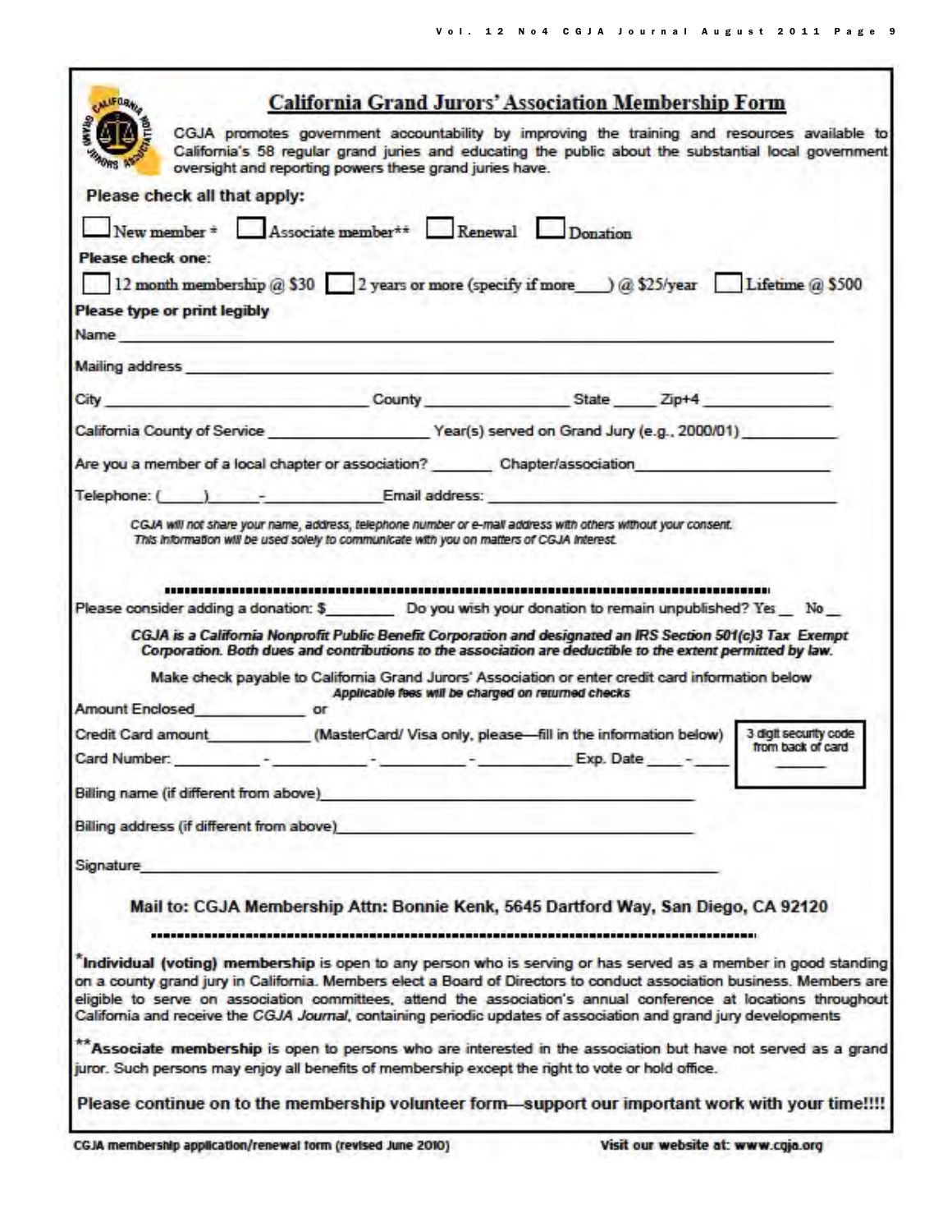# California Grand Jurors' Association Membership Form

CGJA promotes government accountability by improving the training and resources available to California's 58 regular grand juries and educating the public about the substantial local government oversight and reporting powers these grand juries have.

**Please check all that apply:**

☐ New member * ☐ Associate member** ☐ Renewal ☐ Donation

**Please check one:**

☐ 12 month membership @ $30 ☐ 2 years or more (specify if more____) @ $25/year ☐ Lifetime @ $500

**Please type or print legibly**

Name ______________________________________________

Mailing address ______________________________________________

City ____________________ County ______________ State _____ Zip+4 ____________

California County of Service ______________ Year(s) served on Grand Jury (e.g., 2000/01) __________

Are you a member of a local chapter or association? _______ Chapter/association ________________

Telephone: (_____)_____-__________ Email address: ______________________________

*CGJA will not share your name, address, telephone number or e-mail address with others without your consent. This information will be used solely to communicate with you on matters of CGJA interest.*

---

Please consider adding a donation: $________ Do you wish your donation to remain unpublished? Yes __ No __

***CGJA is a California Nonprofit Public Benefit Corporation and designated an IRS Section 501(c)3 Tax Exempt Corporation. Both dues and contributions to the association are deductible to the extent permitted by law.***

Make check payable to California Grand Jurors' Association or enter credit card information below

**Applicable fees will be charged on returned checks**

Amount Enclosed____________ or

Credit Card amount____________ (MasterCard/ Visa only, please—fill in the information below)

Card Number: ________ - ________ - ________ - ________ Exp. Date ____ - ____

3 digit security code from back of card ______

Billing name (if different from above)______________________________

Billing address (if different from above)______________________________

Signature______________________________________________

**Mail to: CGJA Membership Attn: Bonnie Kenk, 5645 Dartford Way, San Diego, CA 92120**

---

*__Individual (voting) membership__ is open to any person who is serving or has served as a member in good standing on a county grand jury in California. Members elect a Board of Directors to conduct association business. Members are eligible to serve on association committees, attend the association's annual conference at locations throughout California and receive the *CGJA Journal*, containing periodic updates of association and grand jury developments

**__Associate membership__ is open to persons who are interested in the association but have not served as a grand juror. Such persons may enjoy all benefits of membership except the right to vote or hold office.

**Please continue on to the membership volunteer form—support our important work with your time!!!!**

CGJA membership application/renewal form (revised June 2010)

Visit our website at: www.cgja.org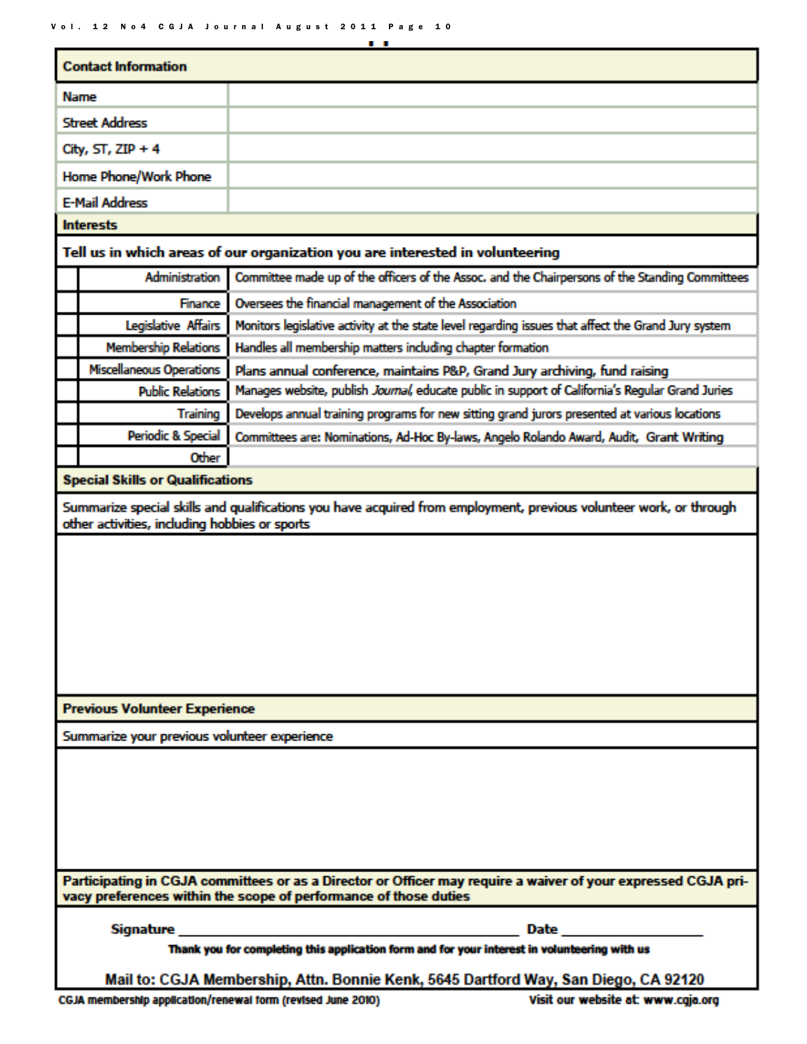| Contact Information | |
|---|---|
| Name | |
| Street Address | |
| City, ST, ZIP + 4 | |
| Home Phone/Work Phone | |
| E-Mail Address | |

**Interests**

**Tell us in which areas of our organization you are interested in volunteering**

| | | |
|---|---|---|
| | Administration | Committee made up of the officers of the Assoc. and the Chairpersons of the Standing Committees |
| | Finance | Oversees the financial management of the Association |
| | Legislative Affairs | Monitors legislative activity at the state level regarding issues that affect the Grand Jury system |
| | Membership Relations | Handles all membership matters including chapter formation |
| | Miscellaneous Operations | Plans annual conference, maintains P&P, Grand Jury archiving, fund raising |
| | Public Relations | Manages website, publish *Journal*, educate public in support of California's Regular Grand Juries |
| | Training | Develops annual training programs for new sitting grand jurors presented at various locations |
| | Periodic & Special | Committees are: Nominations, Ad-Hoc By-laws, Angelo Rolando Award, Audit, Grant Writing |
| | Other | |

**Special Skills or Qualifications**

Summarize special skills and qualifications you have acquired from employment, previous volunteer work, or through other activities, including hobbies or sports

**Previous Volunteer Experience**

Summarize your previous volunteer experience

**Participating in CGJA committees or as a Director or Officer may require a waiver of your expressed CGJA privacy preferences within the scope of performance of those duties**

**Signature** ________________________________ **Date** ______________

**Thank you for completing this application form and for your interest in volunteering with us**

**Mail to: CGJA Membership, Attn. Bonnie Kenk, 5645 Dartford Way, San Diego, CA 92120**

CGJA membership application/renewal form (revised June 2010)

Visit our website at: www.cgja.org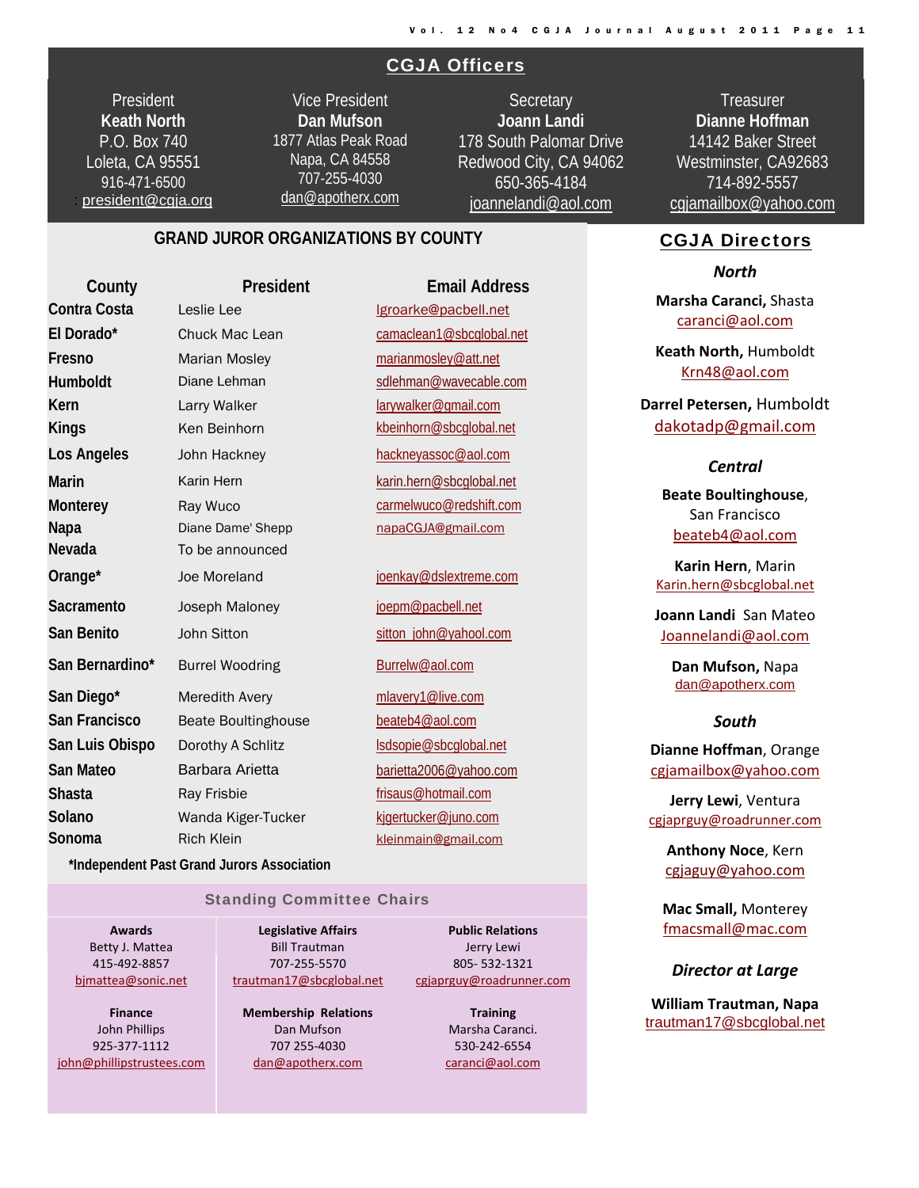## CGJA Officers

| President | Vice President | Secretary | Treasurer |
|---|---|---|---|
| **Keath North** | **Dan Mufson** | **Joann Landi** | **Dianne Hoffman** |
| P.O. Box 740 | 1877 Atlas Peak Road | 178 South Palomar Drive | 14142 Baker Street |
| Loleta, CA 95551 | Napa, CA 84558 | Redwood City, CA 94062 | Westminster, CA92683 |
| 916-471-6500 | 707-255-4030 | 650-365-4184 | 714-892-5557 |
| : president@cgja.org | dan@apotherx.com | joannelandi@aol.com | cgjamailbox@yahoo.com |

## GRAND JUROR ORGANIZATIONS BY COUNTY

| County | President | Email Address |
|---|---|---|
| **Contra Costa** | Leslie Lee | lgroarke@pacbell.net |
| **El Dorado*** | Chuck Mac Lean | camaclean1@sbcglobal.net |
| **Fresno** | Marian Mosley | marianmosley@att.net |
| **Humboldt** | Diane Lehman | sdlehman@wavecable.com |
| **Kern** | Larry Walker | larywalker@gmail.com |
| **Kings** | Ken Beinhorn | kbeinhorn@sbcglobal.net |
| **Los Angeles** | John Hackney | hackneyassoc@aol.com |
| **Marin** | Karin Hern | karin.hern@sbcglobal.net |
| **Monterey** | Ray Wuco | carmelwuco@redshift.com |
| **Napa** | Diane Dame' Shepp | napaCGJA@gmail.com |
| **Nevada** | To be announced | |
| **Orange*** | Joe Moreland | joenkay@dslextreme.com |
| **Sacramento** | Joseph Maloney | joepm@pacbell.net |
| **San Benito** | John Sitton | sitton_john@yahool.com |
| **San Bernardino*** | Burrel Woodring | Burrelw@aol.com |
| **San Diego*** | Meredith Avery | mlavery1@live.com |
| **San Francisco** | Beate Boultinghouse | beateb4@aol.com |
| **San Luis Obispo** | Dorothy A Schlitz | lsdsopie@sbcglobal.net |
| **San Mateo** | Barbara Arietta | barietta2006@yahoo.com |
| **Shasta** | Ray Frisbie | frisaus@hotmail.com |
| **Solano** | Wanda Kiger-Tucker | kjgertucker@juno.com |
| **Sonoma** | Rich Klein | kleinmain@gmail.com |

***Independent Past Grand Jurors Association**

## Standing Committee Chairs

**Awards**
Betty J. Mattea
415-492-8857
bjmattea@sonic.net

**Legislative Affairs**
Bill Trautman
707-255-5570
trautman17@sbcglobal.net

**Public Relations**
Jerry Lewi
805- 532-1321
cgjaprguy@roadrunner.com

**Finance**
John Phillips
925-377-1112
john@phillipstrustees.com

**Membership Relations**
Dan Mufson
707 255-4030
dan@apotherx.com

**Training**
Marsha Caranci.
530-242-6554
caranci@aol.com

## CGJA Directors

### *North*

**Marsha Caranci,** Shasta
caranci@aol.com

**Keath North,** Humboldt
Krn48@aol.com

**Darrel Petersen,** Humboldt
dakotadp@gmail.com

### *Central*

**Beate Boultinghouse**, San Francisco
beateb4@aol.com

**Karin Hern**, Marin
Karin.hern@sbcglobal.net

**Joann Landi** San Mateo
Joannelandi@aol.com

**Dan Mufson,** Napa
dan@apotherx.com

### *South*

**Dianne Hoffman**, Orange
cgjamailbox@yahoo.com

**Jerry Lewi**, Ventura
cgjaprguy@roadrunner.com

**Anthony Noce**, Kern
cgjaguy@yahoo.com

**Mac Small,** Monterey
fmacsmall@mac.com

### *Director at Large*

**William Trautman, Napa**
trautman17@sbcglobal.net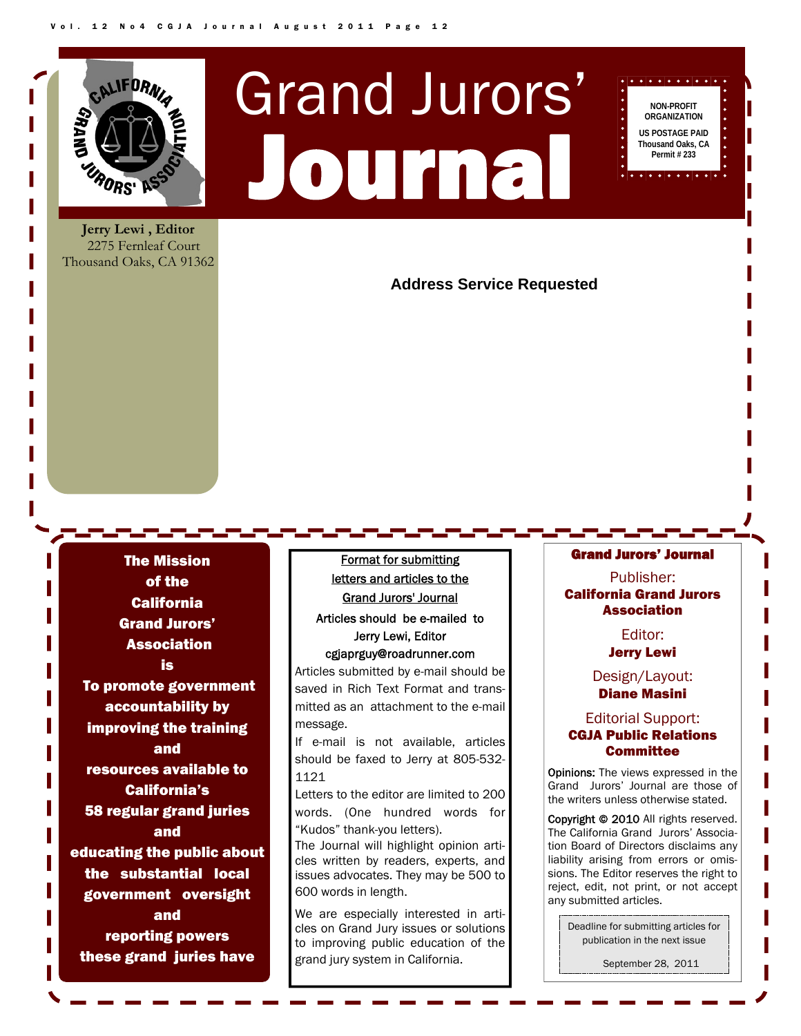# Grand Jurors' Journal

**Jerry Lewi , Editor**
2275 Fernleaf Court
Thousand Oaks, CA 91362

NON-PROFIT ORGANIZATION

US POSTAGE PAID
Thousand Oaks, CA
Permit # 233

**Address Service Requested**

**The Mission of the California Grand Jurors' Association is To promote government accountability by improving the training and resources available to California's 58 regular grand juries and educating the public about the substantial local government oversight and reporting powers these grand juries have**

## Format for submitting letters and articles to the Grand Jurors' Journal

Articles should be e-mailed to Jerry Lewi, Editor
cgjaprguy@roadrunner.com

Articles submitted by e-mail should be saved in Rich Text Format and transmitted as an attachment to the e-mail message.

If e-mail is not available, articles should be faxed to Jerry at 805-532-1121

Letters to the editor are limited to 200 words. (One hundred words for "Kudos" thank-you letters).

The Journal will highlight opinion articles written by readers, experts, and issues advocates. They may be 500 to 600 words in length.

We are especially interested in articles on Grand Jury issues or solutions to improving public education of the grand jury system in California.

## Grand Jurors' Journal

Publisher:
**California Grand Jurors Association**

Editor:
**Jerry Lewi**

Design/Layout:
**Diane Masini**

Editorial Support:
**CGJA Public Relations Committee**

**Opinions:** The views expressed in the Grand Jurors' Journal are those of the writers unless otherwise stated.

**Copyright © 2010** All rights reserved. The California Grand Jurors' Association Board of Directors disclaims any liability arising from errors or omissions. The Editor reserves the right to reject, edit, not print, or not accept any submitted articles.

Deadline for submitting articles for publication in the next issue

September 28, 2011